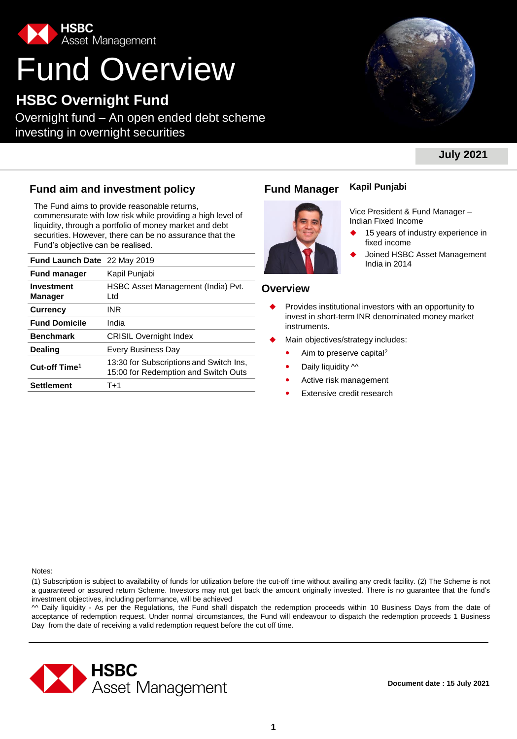HSBC Asset Management

# Fund Overview

## HSBC Overnight Fund

Overnight fund – An open ended debt scheme investing in overnight securities

**July 2021**

## Fund aim and investment policy

The Fund aims to provide reasonable returns, commensurate with low risk while providing a high level of liquidity, through a portfolio of money market and debt securities. However, there can be no assurance that the Fund's objective can be realised.

| | |
|---|---|
| **Fund Launch Date** | 22 May 2019 |
| **Fund manager** | Kapil Punjabi |
| **Investment Manager** | HSBC Asset Management (India) Pvt. Ltd |
| **Currency** | INR |
| **Fund Domicile** | India |
| **Benchmark** | CRISIL Overnight Index |
| **Dealing** | Every Business Day |
| **Cut-off Time[1]** | 13:30 for Subscriptions and Switch Ins, 15:00 for Redemption and Switch Outs |
| **Settlement** | T+1 |

## Fund Manager

**Kapil Punjabi**

Vice President & Fund Manager – Indian Fixed Income

- 15 years of industry experience in fixed income
- Joined HSBC Asset Management India in 2014

## Overview

- Provides institutional investors with an opportunity to invest in short-term INR denominated money market instruments.
- Main objectives/strategy includes:
  - Aim to preserve capital[2]
  - Daily liquidity ^^
  - Active risk management
  - Extensive credit research

Notes:

(1) Subscription is subject to availability of funds for utilization before the cut-off time without availing any credit facility. (2) The Scheme is not a guaranteed or assured return Scheme. Investors may not get back the amount originally invested. There is no guarantee that the fund's investment objectives, including performance, will be achieved

^^ Daily liquidity - As per the Regulations, the Fund shall dispatch the redemption proceeds within 10 Business Days from the date of acceptance of redemption request. Under normal circumstances, the Fund will endeavour to dispatch the redemption proceeds 1 Business Day from the date of receiving a valid redemption request before the cut off time.

HSBC Asset Management

**Document date : 15 July 2021**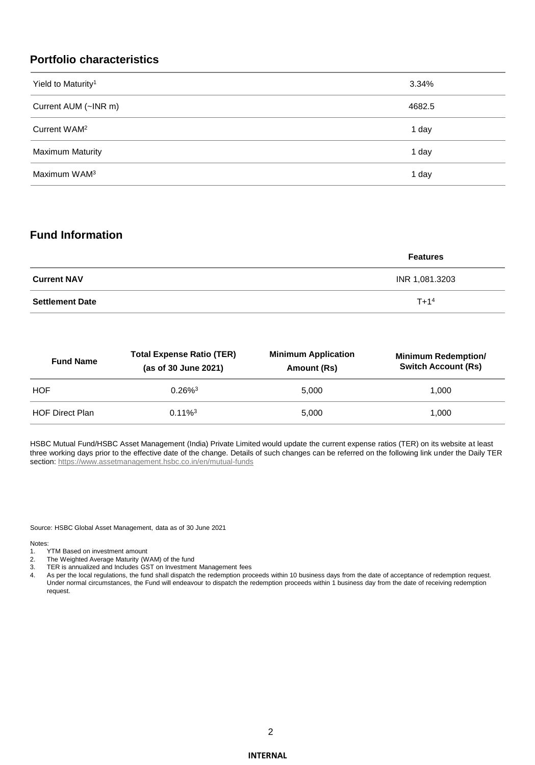## Portfolio characteristics

| | |
|---|---|
| Yield to Maturity[1] | 3.34% |
| Current AUM (~INR m) | 4682.5 |
| Current WAM[2] | 1 day |
| Maximum Maturity | 1 day |
| Maximum WAM[3] | 1 day |

## Fund Information

| | Features |
|---|---|
| **Current NAV** | INR 1,081.3203 |
| **Settlement Date** | T+1[4] |

| Fund Name | Total Expense Ratio (TER) (as of 30 June 2021) | Minimum Application Amount (Rs) | Minimum Redemption/ Switch Account (Rs) |
|---|---|---|---|
| HOF | 0.26%[3] | 5,000 | 1,000 |
| HOF Direct Plan | 0.11%[3] | 5,000 | 1,000 |

HSBC Mutual Fund/HSBC Asset Management (India) Private Limited would update the current expense ratios (TER) on its website at least three working days prior to the effective date of the change. Details of such changes can be referred on the following link under the Daily TER section: https://www.assetmanagement.hsbc.co.in/en/mutual-funds

Source: HSBC Global Asset Management, data as of 30 June 2021

Notes:

1. YTM Based on investment amount
2. The Weighted Average Maturity (WAM) of the fund
3. TER is annualized and Includes GST on Investment Management fees
4. As per the local regulations, the fund shall dispatch the redemption proceeds within 10 business days from the date of acceptance of redemption request. Under normal circumstances, the Fund will endeavour to dispatch the redemption proceeds within 1 business day from the date of receiving redemption request.

INTERNAL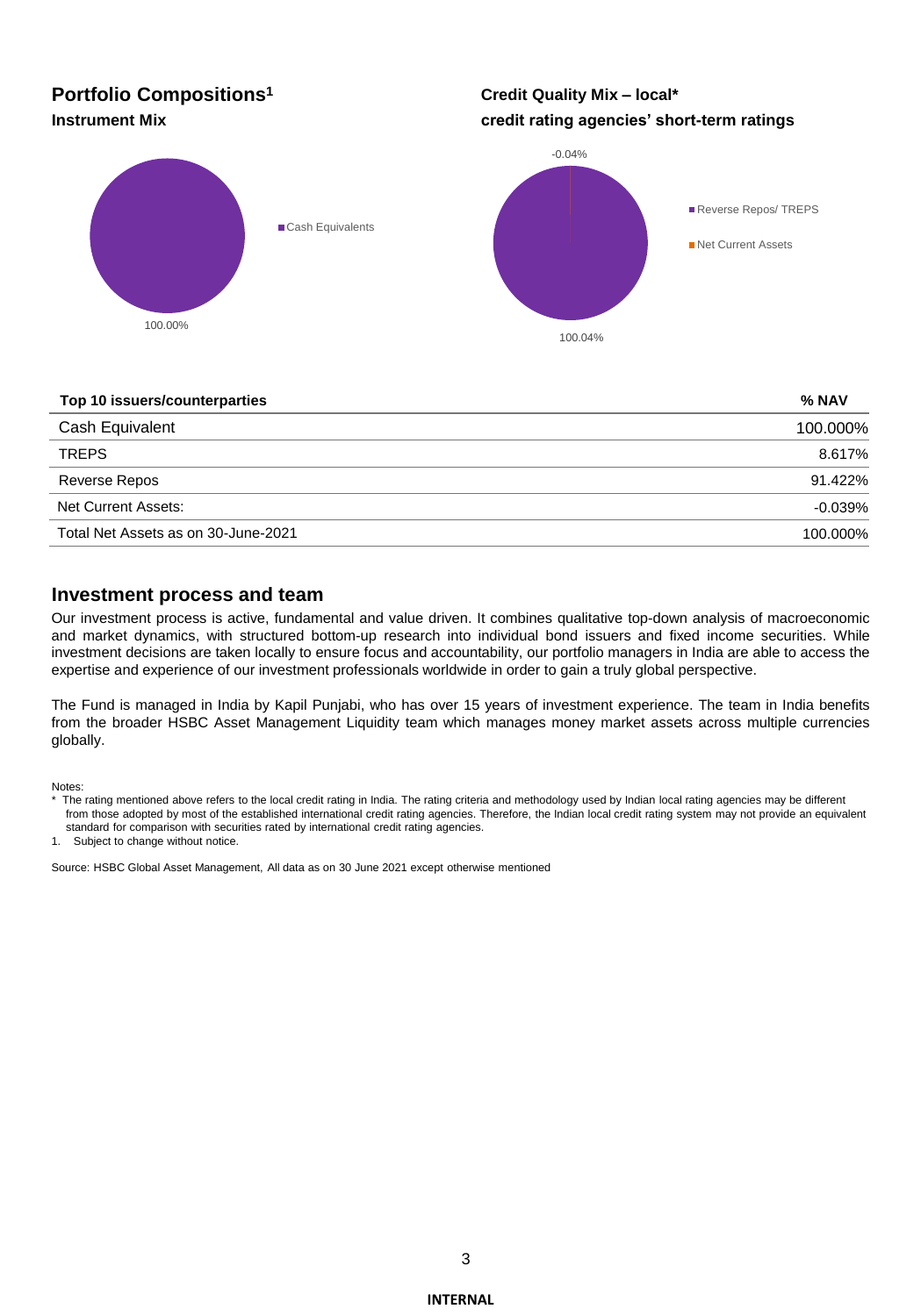## Portfolio Compositions[1]

### Instrument Mix

Cash Equivalents

100.00%

### Credit Quality Mix – local* credit rating agencies' short-term ratings

-0.04%

Reverse Repos/ TREPS

Net Current Assets

100.04%

| Top 10 issuers/counterparties | % NAV |
|---|---|
| Cash Equivalent | 100.000% |
| TREPS | 8.617% |
| Reverse Repos | 91.422% |
| Net Current Assets: | -0.039% |
| Total Net Assets as on 30-June-2021 | 100.000% |

## Investment process and team

Our investment process is active, fundamental and value driven. It combines qualitative top-down analysis of macroeconomic and market dynamics, with structured bottom-up research into individual bond issuers and fixed income securities. While investment decisions are taken locally to ensure focus and accountability, our portfolio managers in India are able to access the expertise and experience of our investment professionals worldwide in order to gain a truly global perspective.

The Fund is managed in India by Kapil Punjabi, who has over 15 years of investment experience. The team in India benefits from the broader HSBC Asset Management Liquidity team which manages money market assets across multiple currencies globally.

Notes:

* The rating mentioned above refers to the local credit rating in India. The rating criteria and methodology used by Indian local rating agencies may be different from those adopted by most of the established international credit rating agencies. Therefore, the Indian local credit rating system may not provide an equivalent standard for comparison with securities rated by international credit rating agencies.

1. Subject to change without notice.

Source: HSBC Global Asset Management, All data as on 30 June 2021 except otherwise mentioned

INTERNAL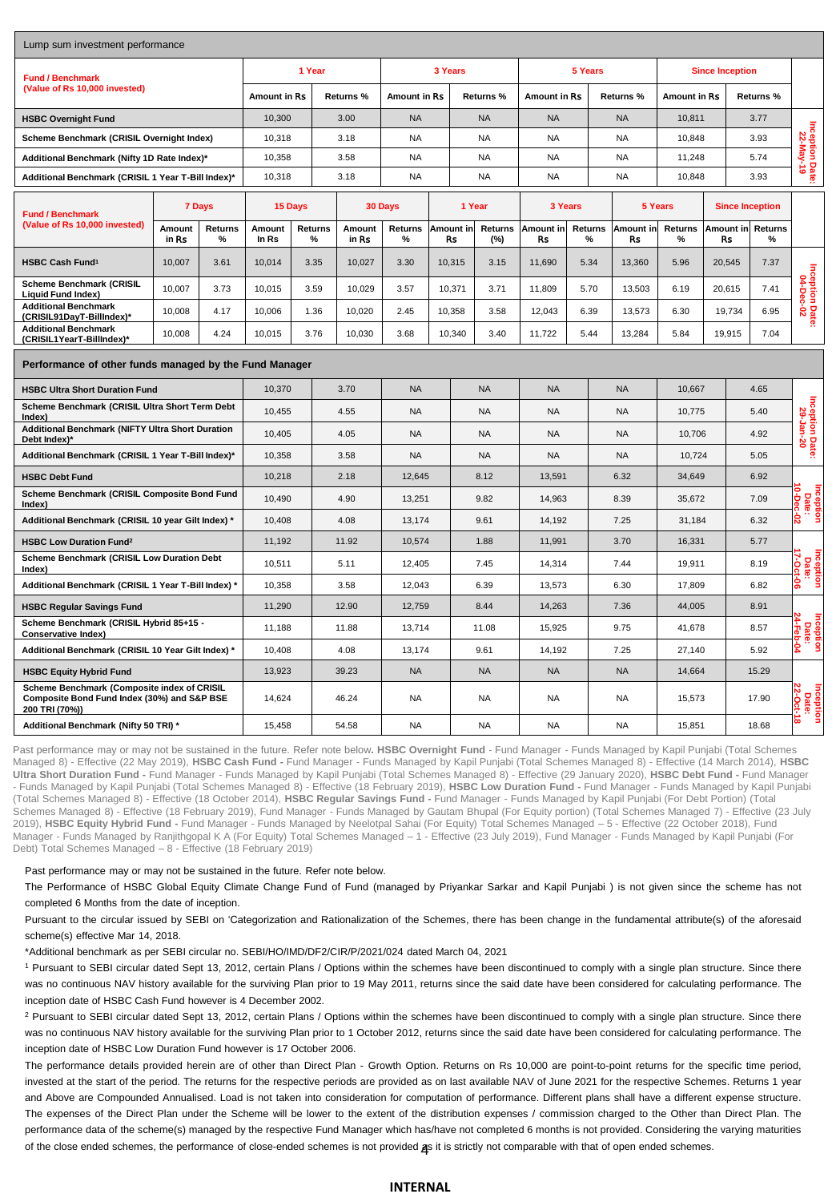## Lump sum investment performance

| Fund / Benchmark (Value of Rs 10,000 invested) | 1 Year | | 3 Years | | 5 Years | | Since Inception | | |
|---|---|---|---|---|---|---|---|---|---|
| | Amount in Rs | Returns % | Amount in Rs | Returns % | Amount in Rs | Returns % | Amount in Rs | Returns % | |
| **HSBC Overnight Fund** | 10,300 | 3.00 | NA | NA | NA | NA | 10,811 | 3.77 | Inception Date: 22-May-19 |
| Scheme Benchmark (CRISIL Overnight Index) | 10,318 | 3.18 | NA | NA | NA | NA | 10,848 | 3.93 | |
| Additional Benchmark (Nifty 1D Rate Index)* | 10,358 | 3.58 | NA | NA | NA | NA | 11,248 | 5.74 | |
| Additional Benchmark (CRISIL 1 Year T-Bill Index)* | 10,318 | 3.18 | NA | NA | NA | NA | 10,848 | 3.93 | |

| Fund / Benchmark (Value of Rs 10,000 invested) | 7 Days | | 15 Days | | 30 Days | | 1 Year | | 3 Years | | 5 Years | | Since Inception | | |
|---|---|---|---|---|---|---|---|---|---|---|---|---|---|---|---|
| | Amount in Rs | Returns % | Amount In Rs | Returns % | Amount in Rs | Returns % | Amount in Rs | Returns (%) | Amount in Rs | Returns % | Amount in Rs | Returns % | Amount in Rs | Returns % | |
| **HSBC Cash Fund**[1] | 10,007 | 3.61 | 10,014 | 3.35 | 10,027 | 3.30 | 10,315 | 3.15 | 11,690 | 5.34 | 13,360 | 5.96 | 20,545 | 7.37 | Inception Date: 04-Dec-02 |
| Scheme Benchmark (CRISIL Liquid Fund Index) | 10,007 | 3.73 | 10,015 | 3.59 | 10,029 | 3.57 | 10,371 | 3.71 | 11,809 | 5.70 | 13,503 | 6.19 | 20,615 | 7.41 | |
| Additional Benchmark (CRISIL91DayT-BillIndex)* | 10,008 | 4.17 | 10,006 | 1.36 | 10,020 | 2.45 | 10,358 | 3.58 | 12,043 | 6.39 | 13,573 | 6.30 | 19,734 | 6.95 | |
| Additional Benchmark (CRISIL1YearT-BillIndex)* | 10,008 | 4.24 | 10,015 | 3.76 | 10,030 | 3.68 | 10,340 | 3.40 | 11,722 | 5.44 | 13,284 | 5.84 | 19,915 | 7.04 | |

## Performance of other funds managed by the Fund Manager

| Fund / Benchmark | 1 Year Amount in Rs | 1 Year Returns % | 3 Years Amount in Rs | 3 Years Returns % | 5 Years Amount in Rs | 5 Years Returns % | Since Inception Amount in Rs | Since Inception Returns % | |
|---|---|---|---|---|---|---|---|---|---|
| **HSBC Ultra Short Duration Fund** | 10,370 | 3.70 | NA | NA | NA | NA | 10,667 | 4.65 | Inception Date: 29-Jan-20 |
| Scheme Benchmark (CRISIL Ultra Short Term Debt Index) | 10,455 | 4.55 | NA | NA | NA | NA | 10,775 | 5.40 | |
| Additional Benchmark (NIFTY Ultra Short Duration Debt Index)* | 10,405 | 4.05 | NA | NA | NA | NA | 10,706 | 4.92 | |
| Additional Benchmark (CRISIL 1 Year T-Bill Index)* | 10,358 | 3.58 | NA | NA | NA | NA | 10,724 | 5.05 | |
| **HSBC Debt Fund** | 10,218 | 2.18 | 12,645 | 8.12 | 13,591 | 6.32 | 34,649 | 6.92 | Inception Date: 10-Dec-02 |
| Scheme Benchmark (CRISIL Composite Bond Fund Index) | 10,490 | 4.90 | 13,251 | 9.82 | 14,963 | 8.39 | 35,672 | 7.09 | |
| Additional Benchmark (CRISIL 10 year Gilt Index) * | 10,408 | 4.08 | 13,174 | 9.61 | 14,192 | 7.25 | 31,184 | 6.32 | |
| **HSBC Low Duration Fund**[2] | 11,192 | 11.92 | 10,574 | 1.88 | 11,991 | 3.70 | 16,331 | 5.77 | Inception Date: 17-Oct-06 |
| Scheme Benchmark (CRISIL Low Duration Debt Index) | 10,511 | 5.11 | 12,405 | 7.45 | 14,314 | 7.44 | 19,911 | 8.19 | |
| Additional Benchmark (CRISIL 1 Year T-Bill Index) * | 10,358 | 3.58 | 12,043 | 6.39 | 13,573 | 6.30 | 17,809 | 6.82 | |
| **HSBC Regular Savings Fund** | 11,290 | 12.90 | 12,759 | 8.44 | 14,263 | 7.36 | 44,005 | 8.91 | Inception Date: 24-Feb-04 |
| Scheme Benchmark (CRISIL Hybrid 85+15 - Conservative Index) | 11,188 | 11.88 | 13,714 | 11.08 | 15,925 | 9.75 | 41,678 | 8.57 | |
| Additional Benchmark (CRISIL 10 Year Gilt Index) * | 10,408 | 4.08 | 13,174 | 9.61 | 14,192 | 7.25 | 27,140 | 5.92 | |
| **HSBC Equity Hybrid Fund** | 13,923 | 39.23 | NA | NA | NA | NA | 14,664 | 15.29 | Inception Date: 22-Oct-18 |
| Scheme Benchmark (Composite index of CRISIL Composite Bond Fund Index (30%) and S&P BSE 200 TRI (70%)) | 14,624 | 46.24 | NA | NA | NA | NA | 15,573 | 17.90 | |
| Additional Benchmark (Nifty 50 TRI) * | 15,458 | 54.58 | NA | NA | NA | NA | 15,851 | 18.68 | |

Past performance may or may not be sustained in the future. Refer note below**. HSBC Overnight Fund** - Fund Manager - Funds Managed by Kapil Punjabi (Total Schemes Managed 8) - Effective (22 May 2019), **HSBC Cash Fund -** Fund Manager - Funds Managed by Kapil Punjabi (Total Schemes Managed 8) - Effective (14 March 2014), **HSBC Ultra Short Duration Fund -** Fund Manager - Funds Managed by Kapil Punjabi (Total Schemes Managed 8) - Effective (29 January 2020), **HSBC Debt Fund -** Fund Manager - Funds Managed by Kapil Punjabi (Total Schemes Managed 8) - Effective (18 February 2019), **HSBC Low Duration Fund -** Fund Manager - Funds Managed by Kapil Punjabi (Total Schemes Managed 8) - Effective (18 October 2014), **HSBC Regular Savings Fund -** Fund Manager - Funds Managed by Kapil Punjabi (For Debt Portion) (Total Schemes Managed 8) - Effective (18 February 2019), Fund Manager - Funds Managed by Gautam Bhupal (For Equity portion) (Total Schemes Managed 7) - Effective (23 July 2019), **HSBC Equity Hybrid Fund -** Fund Manager - Funds Managed by Neelotpal Sahai (For Equity) Total Schemes Managed – 5 - Effective (22 October 2018), Fund Manager - Funds Managed by Ranjithgopal K A (For Equity) Total Schemes Managed – 1 - Effective (23 July 2019), Fund Manager - Funds Managed by Kapil Punjabi (For Debt) Total Schemes Managed – 8 - Effective (18 February 2019)

Past performance may or may not be sustained in the future. Refer note below.

The Performance of HSBC Global Equity Climate Change Fund of Fund (managed by Priyankar Sarkar and Kapil Punjabi ) is not given since the scheme has not completed 6 Months from the date of inception.

Pursuant to the circular issued by SEBI on 'Categorization and Rationalization of the Schemes, there has been change in the fundamental attribute(s) of the aforesaid scheme(s) effective Mar 14, 2018.

*Additional benchmark as per SEBI circular no. SEBI/HO/IMD/DF2/CIR/P/2021/024 dated March 04, 2021

[1] Pursuant to SEBI circular dated Sept 13, 2012, certain Plans / Options within the schemes have been discontinued to comply with a single plan structure. Since there was no continuous NAV history available for the surviving Plan prior to 19 May 2011, returns since the said date have been considered for calculating performance. The inception date of HSBC Cash Fund however is 4 December 2002.

[2] Pursuant to SEBI circular dated Sept 13, 2012, certain Plans / Options within the schemes have been discontinued to comply with a single plan structure. Since there was no continuous NAV history available for the surviving Plan prior to 1 October 2012, returns since the said date have been considered for calculating performance. The inception date of HSBC Low Duration Fund however is 17 October 2006.

The performance details provided herein are of other than Direct Plan - Growth Option. Returns on Rs 10,000 are point-to-point returns for the specific time period, invested at the start of the period. The returns for the respective periods are provided as on last available NAV of June 2021 for the respective Schemes. Returns 1 year and Above are Compounded Annualised. Load is not taken into consideration for computation of performance. Different plans shall have a different expense structure. The expenses of the Direct Plan under the Scheme will be lower to the extent of the distribution expenses / commission charged to the Other than Direct Plan. The performance data of the scheme(s) managed by the respective Fund Manager which has/have not completed 6 months is not provided. Considering the varying maturities of the close ended schemes, the performance of close-ended schemes is not provided as it is strictly not comparable with that of open ended schemes.

**INTERNAL**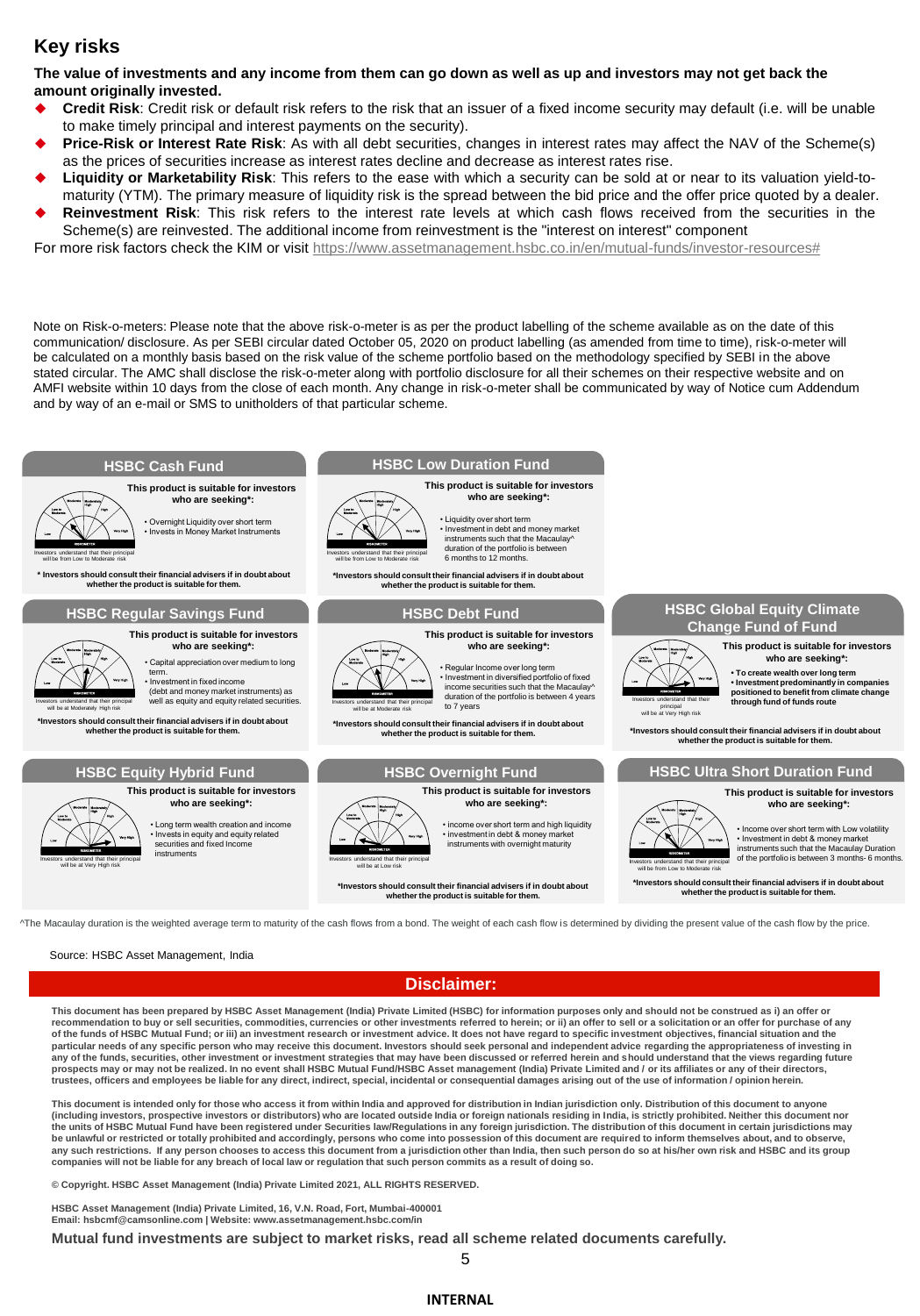## Key risks

**The value of investments and any income from them can go down as well as up and investors may not get back the amount originally invested.**

- **Credit Risk**: Credit risk or default risk refers to the risk that an issuer of a fixed income security may default (i.e. will be unable to make timely principal and interest payments on the security).
- **Price-Risk or Interest Rate Risk**: As with all debt securities, changes in interest rates may affect the NAV of the Scheme(s) as the prices of securities increase as interest rates decline and decrease as interest rates rise.
- **Liquidity or Marketability Risk**: This refers to the ease with which a security can be sold at or near to its valuation yield-to-maturity (YTM). The primary measure of liquidity risk is the spread between the bid price and the offer price quoted by a dealer.
- **Reinvestment Risk**: This risk refers to the interest rate levels at which cash flows received from the securities in the Scheme(s) are reinvested. The additional income from reinvestment is the "interest on interest" component

For more risk factors check the KIM or visit https://www.assetmanagement.hsbc.co.in/en/mutual-funds/investor-resources#

Note on Risk-o-meters: Please note that the above risk-o-meter is as per the product labelling of the scheme available as on the date of this communication/ disclosure. As per SEBI circular dated October 05, 2020 on product labelling (as amended from time to time), risk-o-meter will be calculated on a monthly basis based on the risk value of the scheme portfolio based on the methodology specified by SEBI in the above stated circular. The AMC shall disclose the risk-o-meter along with portfolio disclosure for all their schemes on their respective website and on AMFI website within 10 days from the close of each month. Any change in risk-o-meter shall be communicated by way of Notice cum Addendum and by way of an e-mail or SMS to unitholders of that particular scheme.

### HSBC Cash Fund

**This product is suitable for investors who are seeking\*:**

- Overnight Liquidity over short term
- Invests in Money Market Instruments

Investors understand that their principal will be from Low to Moderate risk

**\* Investors should consult their financial advisers if in doubt about whether the product is suitable for them.**

### HSBC Low Duration Fund

**This product is suitable for investors who are seeking\*:**

- Liquidity over short term
- Investment in debt and money market instruments such that the Macaulay^ duration of the portfolio is between 6 months to 12 months.

Investors understand that their principal will be from Low to Moderate risk

**\*Investors should consult their financial advisers if in doubt about whether the product is suitable for them.**

### HSBC Regular Savings Fund

**This product is suitable for investors who are seeking\*:**

- Capital appreciation over medium to long term.
- Investment in fixed income (debt and money market instruments) as well as equity and equity related securities.

Investors understand that their principal will be at Moderately High risk

**\*Investors should consult their financial advisers if in doubt about whether the product is suitable for them.**

### HSBC Debt Fund

**This product is suitable for investors who are seeking\*:**

- Regular Income over long term
- Investment in diversified portfolio of fixed income securities such that the Macaulay^ duration of the portfolio is between 4 years to 7 years

Investors understand that their principal will be at Moderate risk

**\*Investors should consult their financial advisers if in doubt about whether the product is suitable for them.**

### HSBC Global Equity Climate Change Fund of Fund

**This product is suitable for investors who are seeking\*:**

- **To create wealth over long term**
- **Investment predominantly in companies positioned to benefit from climate change through fund of funds route**

Investors understand that their principal will be at Very High risk

**\*Investors should consult their financial advisers if in doubt about whether the product is suitable for them.**

### HSBC Equity Hybrid Fund

**This product is suitable for investors who are seeking\*:**

- Long term wealth creation and income
- Invests in equity and equity related securities and fixed Income instruments

Investors understand that their principal will be at Very High risk

### HSBC Overnight Fund

**This product is suitable for investors who are seeking\*:**

- income over short term and high liquidity
- investment in debt & money market instruments with overnight maturity

Investors understand that their principal will be at Low risk

**\*Investors should consult their financial advisers if in doubt about whether the product is suitable for them.**

### HSBC Ultra Short Duration Fund

**This product is suitable for investors who are seeking\*:**

- Income over short term with Low volatility
- Investment in debt & money market instruments such that the Macaulay Duration of the portfolio is between 3 months- 6 months.

Investors understand that their principal will be from Low to Moderate risk

**\*Investors should consult their financial advisers if in doubt about whether the product is suitable for them.**

^The Macaulay duration is the weighted average term to maturity of the cash flows from a bond. The weight of each cash flow is determined by dividing the present value of the cash flow by the price.

Source: HSBC Asset Management, India

## Disclaimer:

**This document has been prepared by HSBC Asset Management (India) Private Limited (HSBC) for information purposes only and should not be construed as i) an offer or recommendation to buy or sell securities, commodities, currencies or other investments referred to herein; or ii) an offer to sell or a solicitation or an offer for purchase of any of the funds of HSBC Mutual Fund; or iii) an investment research or investment advice. It does not have regard to specific investment objectives, financial situation and the particular needs of any specific person who may receive this document. Investors should seek personal and independent advice regarding the appropriateness of investing in any of the funds, securities, other investment or investment strategies that may have been discussed or referred herein and should understand that the views regarding future prospects may or may not be realized. In no event shall HSBC Mutual Fund/HSBC Asset management (India) Private Limited and / or its affiliates or any of their directors, trustees, officers and employees be liable for any direct, indirect, special, incidental or consequential damages arising out of the use of information / opinion herein.**

**This document is intended only for those who access it from within India and approved for distribution in Indian jurisdiction only. Distribution of this document to anyone (including investors, prospective investors or distributors) who are located outside India or foreign nationals residing in India, is strictly prohibited. Neither this document nor the units of HSBC Mutual Fund have been registered under Securities law/Regulations in any foreign jurisdiction. The distribution of this document in certain jurisdictions may be unlawful or restricted or totally prohibited and accordingly, persons who come into possession of this document are required to inform themselves about, and to observe, any such restrictions. If any person chooses to access this document from a jurisdiction other than India, then such person do so at his/her own risk and HSBC and its group companies will not be liable for any breach of local law or regulation that such person commits as a result of doing so.**

**© Copyright. HSBC Asset Management (India) Private Limited 2021, ALL RIGHTS RESERVED.**

**HSBC Asset Management (India) Private Limited, 16, V.N. Road, Fort, Mumbai-400001**
**Email: hsbcmf@camsonline.com | Website: www.assetmanagement.hsbc.com/in**

**Mutual fund investments are subject to market risks, read all scheme related documents carefully.**

**INTERNAL**